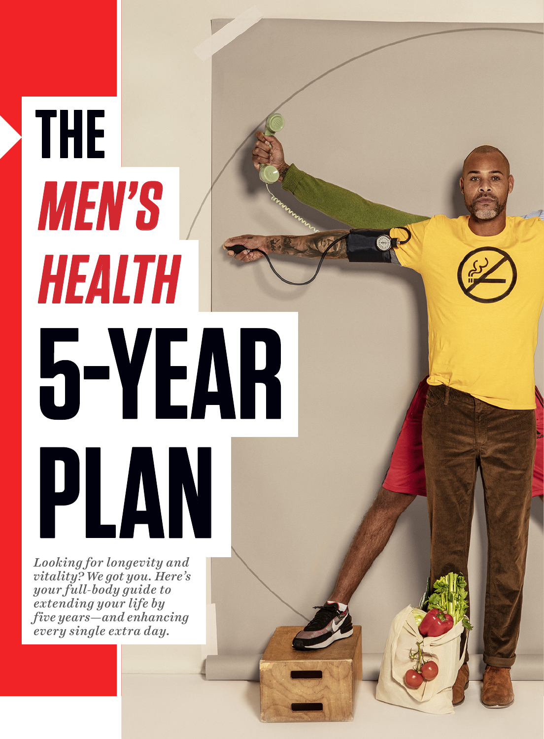# THE *MEN'S HEALTH* 5-YEAR PLAN

*Looking for longevity and vitality? We got you. Here's your full-body guide to extending your life by five years—and enhancing every single extra day.*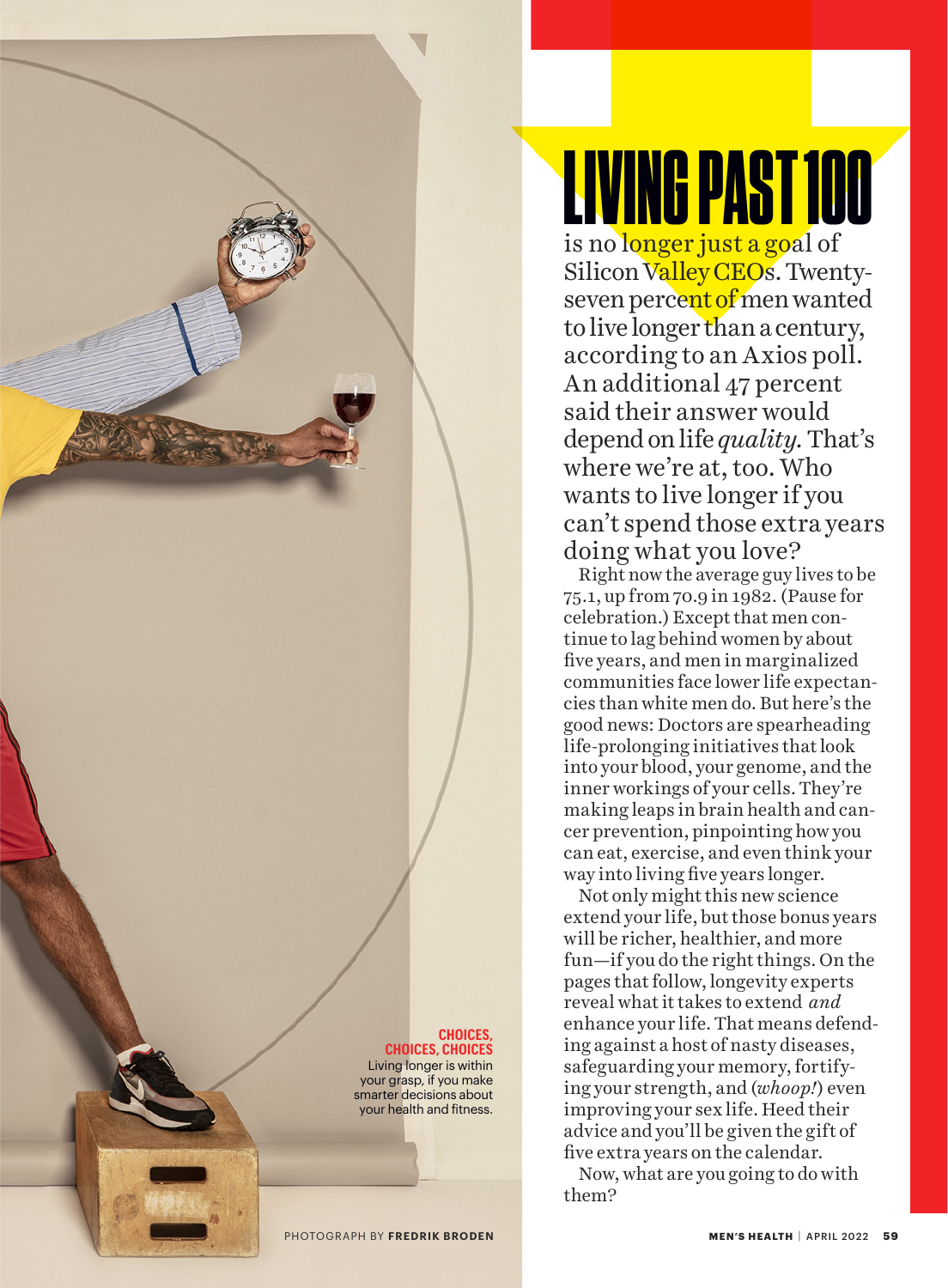# LIVING PAST 100

is no longer just a goal of Silicon Valley CEOs. Twenty-seven percent of men wanted to live longer than a century, according to an Axios poll. An additional 47 percent said their answer would depend on life *quality.* That's where we're at, too. Who wants to live longer if you can't spend those extra years doing what you love?

Right now the average guy lives to be 75.1, up from 70.9 in 1982. (Pause for celebration.) Except that men continue to lag behind women by about five years, and men in marginalized communities face lower life expectancies than white men do. But here's the good news: Doctors are spearheading life-prolonging initiatives that look into your blood, your genome, and the inner workings of your cells. They're making leaps in brain health and cancer prevention, pinpointing how you can eat, exercise, and even think your way into living five years longer.

Not only might this new science extend your life, but those bonus years will be richer, healthier, and more fun—if you do the right things. On the pages that follow, longevity experts reveal what it takes to extend *and* enhance your life. That means defending against a host of nasty diseases, safeguarding your memory, fortifying your strength, and (*whoop!*) even improving your sex life. Heed their advice and you'll be given the gift of five extra years on the calendar.

Now, what are you going to do with them?

**CHOICES, CHOICES**
Living longer is within your grasp, if you make smarter decisions about your health and fitness.

PHOTOGRAPH BY **FREDRIK BRODEN**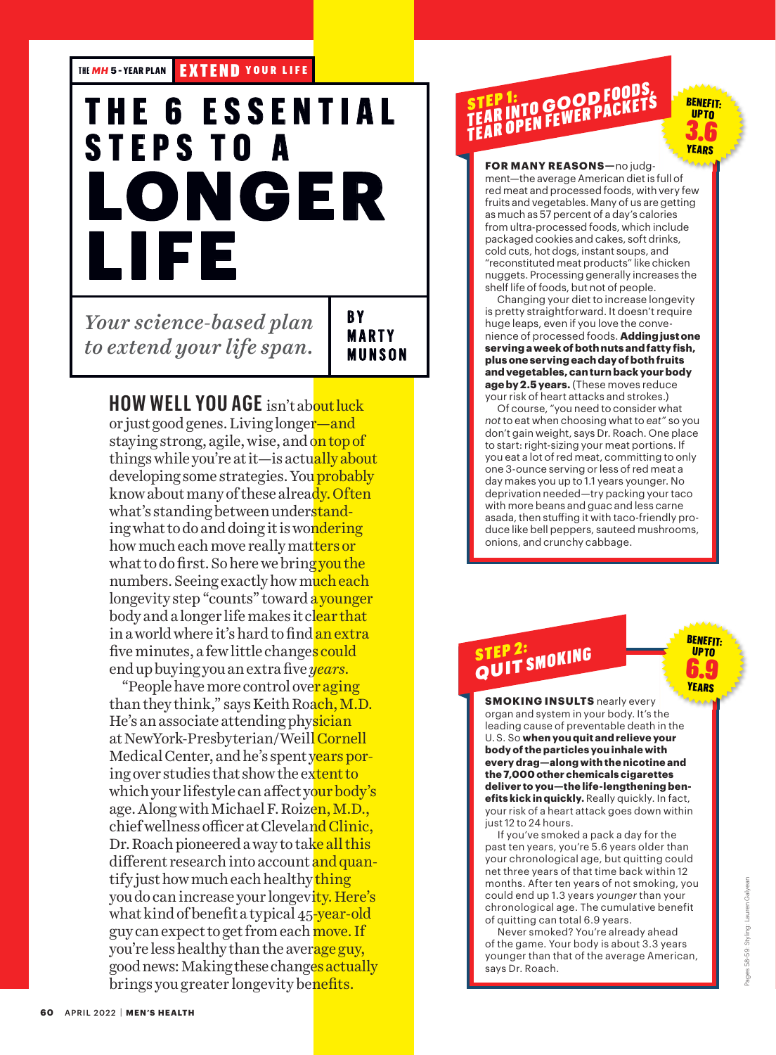THE MH 5-YEAR PLAN | EXTEND YOUR LIFE

# THE 6 ESSENTIAL STEPS TO A LONGER LIFE

*Your science-based plan to extend your life span.*

BY MARTY MUNSON

**HOW WELL YOU AGE** isn't about luck or just good genes. Living longer—and staying strong, agile, wise, and on top of things while you're at it—is actually about developing some strategies. You probably know about many of these already. Often what's standing between understanding what to do and doing it is wondering how much each move really matters or what to do first. So here we bring you the numbers. Seeing exactly how much each longevity step "counts" toward a younger body and a longer life makes it clear that in a world where it's hard to find an extra five minutes, a few little changes could end up buying you an extra five *years*.

"People have more control over aging than they think," says Keith Roach, M.D. He's an associate attending physician at NewYork-Presbyterian/Weill Cornell Medical Center, and he's spent years poring over studies that show the extent to which your lifestyle can affect your body's age. Along with Michael F. Roizen, M.D., chief wellness officer at Cleveland Clinic, Dr. Roach pioneered a way to take all this different research into account and quantify just how much each healthy thing you do can increase your longevity. Here's what kind of benefit a typical 45-year-old guy can expect to get from each move. If you're less healthy than the average guy, good news: Making these changes actually brings you greater longevity benefits.

## STEP 1: TEAR INTO GOOD FOODS, TEAR OPEN FEWER PACKETS

**BENEFIT: UP TO 3.6 YEARS**

**FOR MANY REASONS**—no judgment—the average American diet is full of red meat and processed foods, with very few fruits and vegetables. Many of us are getting as much as 57 percent of a day's calories from ultra-processed foods, which include packaged cookies and cakes, soft drinks, cold cuts, hot dogs, instant soups, and "reconstituted meat products" like chicken nuggets. Processing generally increases the shelf life of foods, but not of people.

Changing your diet to increase longevity is pretty straightforward. It doesn't require huge leaps, even if you love the convenience of processed foods. **Adding just one serving a week of both nuts and fatty fish, plus one serving each day of both fruits and vegetables, can turn back your body age by 2.5 years.** (These moves reduce your risk of heart attacks and strokes.)

Of course, "you need to consider what *not* to eat when choosing what to *eat*" so you don't gain weight, says Dr. Roach. One place to start: right-sizing your meat portions. If you eat a lot of red meat, committing to only one 3-ounce serving or less of red meat a day makes you up to 1.1 years younger. No deprivation needed—try packing your taco with more beans and guac and less carne asada, then stuffing it with taco-friendly produce like bell peppers, sauteed mushrooms, onions, and crunchy cabbage.

## STEP 2: QUIT SMOKING

**BENEFIT: UP TO 6.9 YEARS**

**SMOKING INSULTS** nearly every organ and system in your body. It's the leading cause of preventable death in the U.S. So **when you quit and relieve your body of the particles you inhale with every drag—along with the nicotine and the 7,000 other chemicals cigarettes deliver to you—the life-lengthening benefits kick in quickly.** Really quickly. In fact, your risk of a heart attack goes down within just 12 to 24 hours.

If you've smoked a pack a day for the past ten years, you're 5.6 years older than your chronological age, but quitting could net three years of that time back within 12 months. After ten years of not smoking, you could end up 1.3 years *younger* than your chronological age. The cumulative benefit of quitting can total 6.9 years.

Never smoked? You're already ahead of the game. Your body is about 3.3 years younger than that of the average American, says Dr. Roach.

Pages 58-59: Styling: Lauren Galyean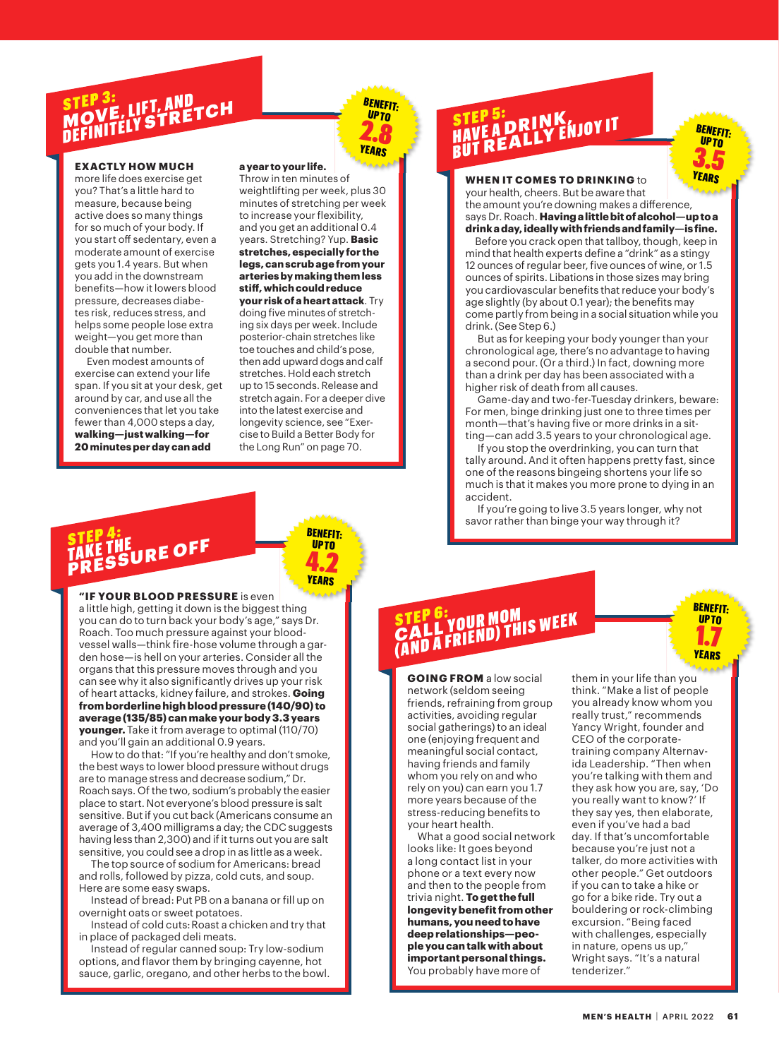## STEP 3: MOVE, LIFT, AND DEFINITELY STRETCH

**BENEFIT: UP TO 2.8 YEARS**

**EXACTLY HOW MUCH** more life does exercise get you? That's a little hard to measure, because being active does so many things for so much of your body. If you start off sedentary, even a moderate amount of exercise gets you 1.4 years. But when you add in the downstream benefits—how it lowers blood pressure, decreases diabetes risk, reduces stress, and helps some people lose extra weight—you get more than double that number.

Even modest amounts of exercise can extend your life span. If you sit at your desk, get around by car, and use all the conveniences that let you take fewer than 4,000 steps a day, **walking—just walking—for 20 minutes per day can add a year to your life.**

Throw in ten minutes of weightlifting per week, plus 30 minutes of stretching per week to increase your flexibility, and you get an additional 0.4 years. Stretching? Yup. **Basic stretches, especially for the legs, can scrub age from your arteries by making them less stiff, which could reduce your risk of a heart attack.** Try doing five minutes of stretching six days per week. Include posterior-chain stretches like toe touches and child's pose, then add upward dogs and calf stretches. Hold each stretch up to 15 seconds. Release and stretch again. For a deeper dive into the latest exercise and longevity science, see "Exercise to Build a Better Body for the Long Run" on page 70.

## STEP 4: TAKE THE PRESSURE OFF

**BENEFIT: UP TO 4.2 YEARS**

**"IF YOUR BLOOD PRESSURE** is even a little high, getting it down is the biggest thing you can do to turn back your body's age," says Dr. Roach. Too much pressure against your blood-vessel walls—think fire-hose volume through a garden hose—is hell on your arteries. Consider all the organs that this pressure moves through and you can see why it also significantly drives up your risk of heart attacks, kidney failure, and strokes. **Going from borderline high blood pressure (140/90) to average (135/85) can make your body 3.3 years younger.** Take it from average to optimal (110/70) and you'll gain an additional 0.9 years.

How to do that: "If you're healthy and don't smoke, the best ways to lower blood pressure without drugs are to manage stress and decrease sodium," Dr. Roach says. Of the two, sodium's probably the easier place to start. Not everyone's blood pressure is salt sensitive. But if you cut back (Americans consume an average of 3,400 milligrams a day; the CDC suggests having less than 2,300) and if it turns out you are salt sensitive, you could see a drop in as little as a week.

The top source of sodium for Americans: bread and rolls, followed by pizza, cold cuts, and soup. Here are some easy swaps.

Instead of bread: Put PB on a banana or fill up on overnight oats or sweet potatoes.

Instead of cold cuts: Roast a chicken and try that in place of packaged deli meats.

Instead of regular canned soup: Try low-sodium options, and flavor them by bringing cayenne, hot sauce, garlic, oregano, and other herbs to the bowl.

## STEP 5: HAVE A DRINK, BUT REALLY ENJOY IT

**BENEFIT: UP TO 3.5 YEARS**

**WHEN IT COMES TO DRINKING** to your health, cheers. But be aware that the amount you're downing makes a difference, says Dr. Roach. **Having a little bit of alcohol—up to a drink a day, ideally with friends and family—is fine.**

Before you crack open that tallboy, though, keep in mind that health experts define a "drink" as a stingy 12 ounces of regular beer, five ounces of wine, or 1.5 ounces of spirits. Libations in those sizes may bring you cardiovascular benefits that reduce your body's age slightly (by about 0.1 year); the benefits may come partly from being in a social situation while you drink. (See Step 6.)

But as for keeping your body younger than your chronological age, there's no advantage to having a second pour. (Or a third.) In fact, downing more than a drink per day has been associated with a higher risk of death from all causes.

Game-day and two-fer-Tuesday drinkers, beware: For men, binge drinking just one to three times per month—that's having five or more drinks in a sitting—can add 3.5 years to your chronological age.

If you stop the overdrinking, you can turn that tally around. And it often happens pretty fast, since one of the reasons bingeing shortens your life so much is that it makes you more prone to dying in an accident.

If you're going to live 3.5 years longer, why not savor rather than binge your way through it?

## STEP 6: CALL YOUR MOM (AND A FRIEND) THIS WEEK

**BENEFIT: UP TO 1.7 YEARS**

**GOING FROM** a low social network (seldom seeing friends, refraining from group activities, avoiding regular social gatherings) to an ideal one (enjoying frequent and meaningful social contact, having friends and family whom you rely on and who rely on you) can earn you 1.7 more years because of the stress-reducing benefits to your heart health.

What a good social network looks like: It goes beyond a long contact list in your phone or a text every now and then to the people from trivia night. **To get the full longevity benefit from other humans, you need to have deep relationships—people you can talk with about important personal things.** You probably have more of them in your life than you think. "Make a list of people you already know whom you really trust," recommends Yancy Wright, founder and CEO of the corporate-training company Alternavida Leadership. "Then when you're talking with them and they ask how you are, say, 'Do you really want to know?' If they say yes, then elaborate, even if you've had a bad day. If that's uncomfortable because you're just not a talker, do more activities with other people." Get outdoors if you can to take a hike or go for a bike ride. Try out a bouldering or rock-climbing excursion. "Being faced with challenges, especially in nature, opens us up," Wright says. "It's a natural tenderizer."